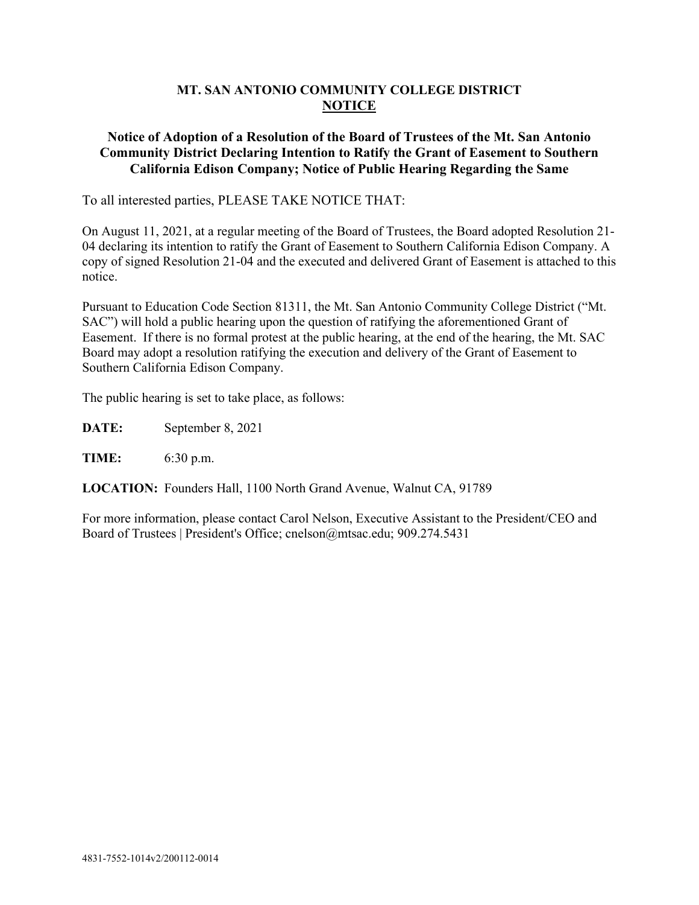# MT. SAN ANTONIO COMMUNITY COLLEGE DISTRICT
## NOTICE

### Notice of Adoption of a Resolution of the Board of Trustees of the Mt. San Antonio Community District Declaring Intention to Ratify the Grant of Easement to Southern California Edison Company; Notice of Public Hearing Regarding the Same

To all interested parties, PLEASE TAKE NOTICE THAT:

On August 11, 2021, at a regular meeting of the Board of Trustees, the Board adopted Resolution 21-04 declaring its intention to ratify the Grant of Easement to Southern California Edison Company. A copy of signed Resolution 21-04 and the executed and delivered Grant of Easement is attached to this notice.

Pursuant to Education Code Section 81311, the Mt. San Antonio Community College District ("Mt. SAC") will hold a public hearing upon the question of ratifying the aforementioned Grant of Easement. If there is no formal protest at the public hearing, at the end of the hearing, the Mt. SAC Board may adopt a resolution ratifying the execution and delivery of the Grant of Easement to Southern California Edison Company.

The public hearing is set to take place, as follows:

**DATE:** September 8, 2021

**TIME:** 6:30 p.m.

**LOCATION:** Founders Hall, 1100 North Grand Avenue, Walnut CA, 91789

For more information, please contact Carol Nelson, Executive Assistant to the President/CEO and Board of Trustees | President's Office; cnelson@mtsac.edu; 909.274.5431

4831-7552-1014v2/200112-0014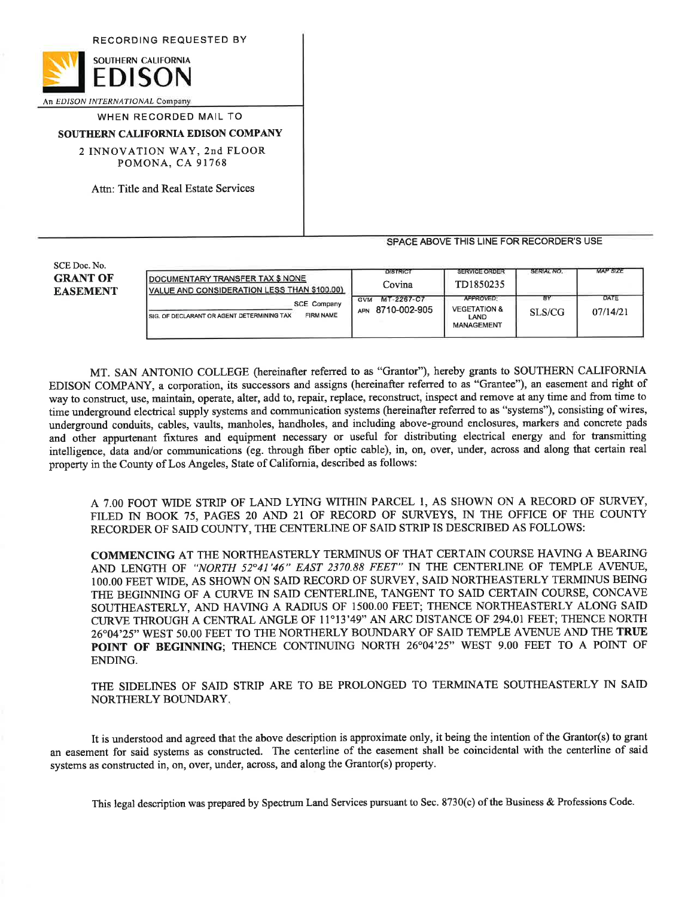RECORDING REQUESTED BY

SOUTHERN CALIFORNIA
EDISON
An EDISON INTERNATIONAL Company

WHEN RECORDED MAIL TO

**SOUTHERN CALIFORNIA EDISON COMPANY**

2 INNOVATION WAY, 2nd FLOOR
POMONA, CA 91768

Attn: Title and Real Estate Services

SPACE ABOVE THIS LINE FOR RECORDER'S USE

SCE Doc. No.

**GRANT OF EASEMENT**

| DOCUMENTARY TRANSFER TAX $ NONE<br>VALUE AND CONSIDERATION LESS THAN $100.00) | DISTRICT<br>Covina | SERVICE ORDER<br>TD1850235 | SERIAL NO. | MAP SIZE |
|---|---|---|---|---|
| SCE Company<br>SIG. OF DECLARANT OR AGENT DETERMINING TAX FIRM NAME | GVM MT-2267-C7<br>APN 8710-002-905 | APPROVED:<br>VEGETATION & LAND MANAGEMENT | BY<br>SLS/CG | DATE<br>07/14/21 |

MT. SAN ANTONIO COLLEGE (hereinafter referred to as "Grantor"), hereby grants to SOUTHERN CALIFORNIA EDISON COMPANY, a corporation, its successors and assigns (hereinafter referred to as "Grantee"), an easement and right of way to construct, use, maintain, operate, alter, add to, repair, replace, reconstruct, inspect and remove at any time and from time to time underground electrical supply systems and communication systems (hereinafter referred to as "systems"), consisting of wires, underground conduits, cables, vaults, manholes, handholes, and including above-ground enclosures, markers and concrete pads and other appurtenant fixtures and equipment necessary or useful for distributing electrical energy and for transmitting intelligence, data and/or communications (eg. through fiber optic cable), in, on, over, under, across and along that certain real property in the County of Los Angeles, State of California, described as follows:

A 7.00 FOOT WIDE STRIP OF LAND LYING WITHIN PARCEL 1, AS SHOWN ON A RECORD OF SURVEY, FILED IN BOOK 75, PAGES 20 AND 21 OF RECORD OF SURVEYS, IN THE OFFICE OF THE COUNTY RECORDER OF SAID COUNTY, THE CENTERLINE OF SAID STRIP IS DESCRIBED AS FOLLOWS:

**COMMENCING** AT THE NORTHEASTERLY TERMINUS OF THAT CERTAIN COURSE HAVING A BEARING AND LENGTH OF *"NORTH 52°41'46" EAST 2370.88 FEET"* IN THE CENTERLINE OF TEMPLE AVENUE, 100.00 FEET WIDE, AS SHOWN ON SAID RECORD OF SURVEY, SAID NORTHEASTERLY TERMINUS BEING THE BEGINNING OF A CURVE IN SAID CENTERLINE, TANGENT TO SAID CERTAIN COURSE, CONCAVE SOUTHEASTERLY, AND HAVING A RADIUS OF 1500.00 FEET; THENCE NORTHEASTERLY ALONG SAID CURVE THROUGH A CENTRAL ANGLE OF 11°13'49" AN ARC DISTANCE OF 294.01 FEET; THENCE NORTH 26°04'25" WEST 50.00 FEET TO THE NORTHERLY BOUNDARY OF SAID TEMPLE AVENUE AND THE **TRUE POINT OF BEGINNING**; THENCE CONTINUING NORTH 26°04'25" WEST 9.00 FEET TO A POINT OF ENDING.

THE SIDELINES OF SAID STRIP ARE TO BE PROLONGED TO TERMINATE SOUTHEASTERLY IN SAID NORTHERLY BOUNDARY.

It is understood and agreed that the above description is approximate only, it being the intention of the Grantor(s) to grant an easement for said systems as constructed. The centerline of the easement shall be coincidental with the centerline of said systems as constructed in, on, over, under, across, and along the Grantor(s) property.

This legal description was prepared by Spectrum Land Services pursuant to Sec. 8730(c) of the Business & Professions Code.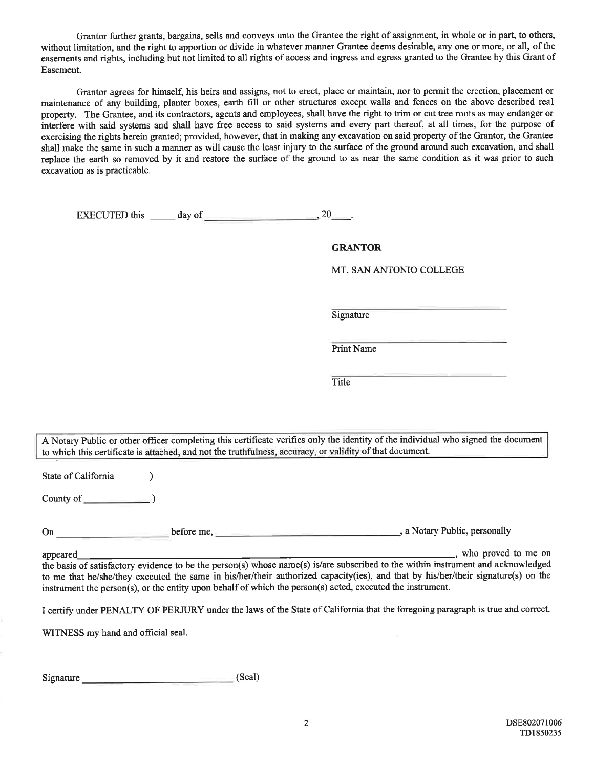Grantor further grants, bargains, sells and conveys unto the Grantee the right of assignment, in whole or in part, to others, without limitation, and the right to apportion or divide in whatever manner Grantee deems desirable, any one or more, or all, of the easements and rights, including but not limited to all rights of access and ingress and egress granted to the Grantee by this Grant of Easement.

Grantor agrees for himself, his heirs and assigns, not to erect, place or maintain, nor to permit the erection, placement or maintenance of any building, planter boxes, earth fill or other structures except walls and fences on the above described real property. The Grantee, and its contractors, agents and employees, shall have the right to trim or cut tree roots as may endanger or interfere with said systems and shall have free access to said systems and every part thereof, at all times, for the purpose of exercising the rights herein granted; provided, however, that in making any excavation on said property of the Grantor, the Grantee shall make the same in such a manner as will cause the least injury to the surface of the ground around such excavation, and shall replace the earth so removed by it and restore the surface of the ground to as near the same condition as it was prior to such excavation as is practicable.

EXECUTED this _____ day of ____________________, 20____.

**GRANTOR**

MT. SAN ANTONIO COLLEGE

______________________________
Signature

______________________________
Print Name

______________________________
Title

A Notary Public or other officer completing this certificate verifies only the identity of the individual who signed the document to which this certificate is attached, and not the truthfulness, accuracy, or validity of that document.

State of California )

County of ____________ )

On ____________________ before me, ________________________________, a Notary Public, personally appeared________________________________________________________________, who proved to me on the basis of satisfactory evidence to be the person(s) whose name(s) is/are subscribed to the within instrument and acknowledged to me that he/she/they executed the same in his/her/their authorized capacity(ies), and that by his/her/their signature(s) on the instrument the person(s), or the entity upon behalf of which the person(s) acted, executed the instrument.

I certify under PENALTY OF PERJURY under the laws of the State of California that the foregoing paragraph is true and correct.

WITNESS my hand and official seal.

Signature ____________________________ (Seal)

DSE802071006
TD1850235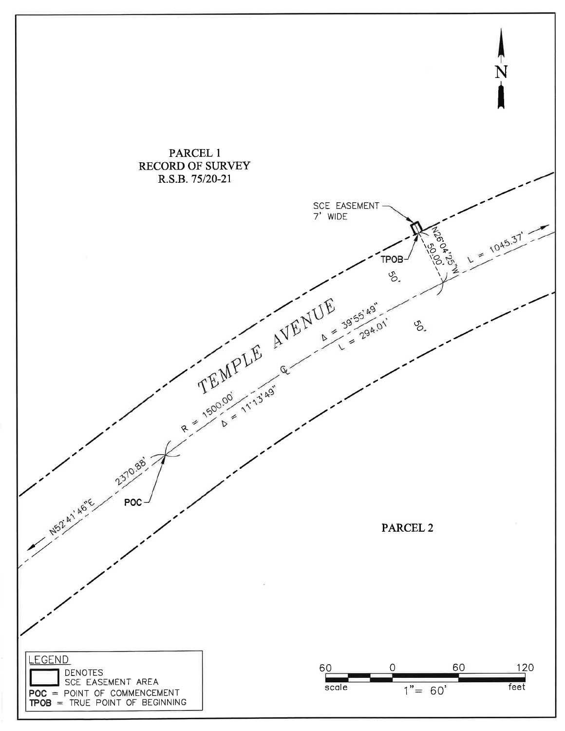PARCEL 1
RECORD OF SURVEY
R.S.B. 75/20-21

SCE EASEMENT
7' WIDE

TPOB

N26°04'25"W
50.00'

L = 1045.37'

50'

TEMPLE AVENUE

Δ = 39°55'49"
L = 294.01'

50'

R = 1500.00'
Δ = 11°13'49"

N52°41'46"E 2370.88'

POC

PARCEL 2

N

LEGEND
- ☐ DENOTES SCE EASEMENT AREA
- **POC** = POINT OF COMMENCEMENT
- **TPOB** = TRUE POINT OF BEGINNING

scale 1" = 60' feet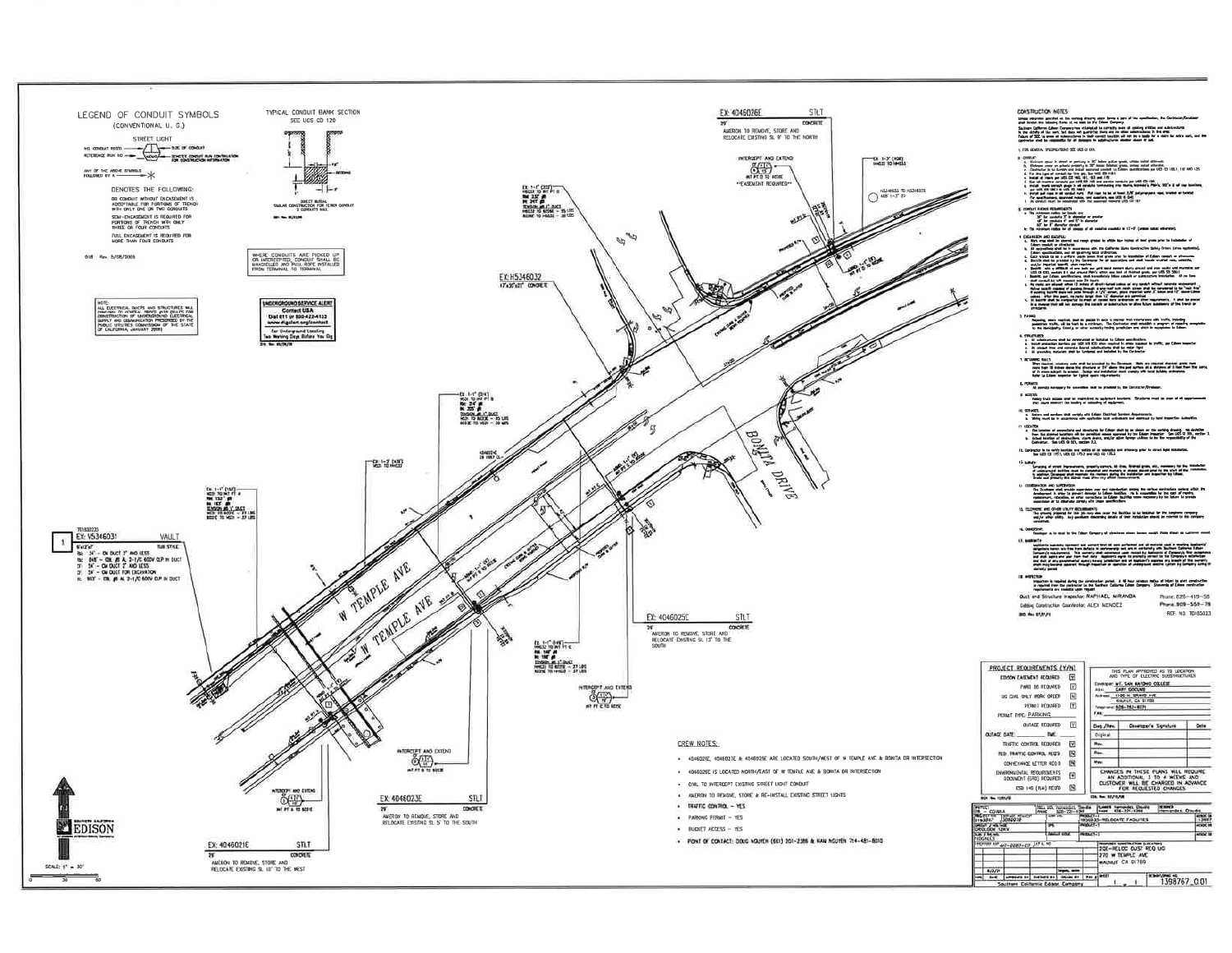# LEGEND OF CONDUIT SYMBOLS

(CONVENTIONAL U. G.)

STREET LIGHT

NO. CONDUIT REQ'D. — SIZE OF CONDUIT

REFERENCE RUN NO. — DENOTES CONDUIT RUN CONTINUATION FOR CONSTRUCTION INFORMATION

ANY OF THE ABOVE SYMBOLS FOLLOWED BY A *

DENOTES THE FOLLOWING:

DB CONDUIT WITHOUT ENCASEMENT IS ACCEPTABLE FOR PORTIONS OF TRENCH WITH ONLY ONE OR TWO CONDUITS

SEMI-ENCASEMENT IS REQUIRED FOR PORTIONS OF TRENCH WITH ONLY THREE OR FOUR CONDUITS

FULL ENCASEMENT IS REQUIRED FOR MORE THAN FOUR CONDUITS

018 Rev. 5/08/2005

NOTE: ALL ELECTRICAL DUCTS AND STRUCTURES WILL MAINTAIN 12" HORIZ. TRENCH WALL SPACE FOR CONSTRUCTION OF UNDERGROUND ELECTRICAL SUPPLY AND COMMUNICATION PRESCRIBED BY THE PUBLIC UTILITIES COMMISSION OF THE STATE OF CALIFORNIA, JANUARY 2009)

## TYPICAL CONDUIT BANK SECTION

SEE UCS CD 120

DIRECT BURIAL SIMILAR CONSTRUCTION FOR FEWER CONDUIT 2 CONDUITS MAX.

WHERE CONDUITS ARE PICKED UP OR INTERCEPTED, CONDUIT SHALL BE MANDRELLED AND PULL ROPE INSTALLED FROM TERMINAL TO TERMINAL

**UNDERGROUND SERVICE ALERT**
Contact USA
Dial 811 or 800-422-4133
www.digalert.org/contact
For Underground Locating
Two Working Days Before You Dig

---

EX: 4046026E — STLT
29' — CONCRETE
AMERON TO REMOVE, STORE AND RELOCATE EXISTING SL 8' TO THE NORTH

INTERCEPT AND EXTEND
INT PT D TO 8026E
**EASEMENT REQUIRED**

EX: H5346032
17x30x31 CONCRETE

EX: 4046025E — STLT
29' — CONCRETE
AMERON TO REMOVE, STORE AND RELOCATE EXISTING SL 12' TO THE SOUTH

INTERCEPT AND EXTEND
INT PT C TO 8025E

INTERCEPT AND EXTEND
INT PT B TO 8023E

INTERCEPT AND EXTEND
INT PT A TO 8021E

EX: 4046023E — STLT
29' — CONCRETE
AMERON TO REMOVE, STORE AND RELOCATE EXISTING SL 5' TO THE SOUTH

EX: 4046021E — STLT
29' — CONCRETE
AMERON TO REMOVE, STORE AND RELOCATE EXISTING SL 10' TO THE WEST

T01830235
EX: V5346031 — VAULT
6'x2'x7' — TUB STYLE
3A: 3/4" – ON DUCT 3" AND LESS
3B: 848' – CU. #8 AL 2-1/C 600V CLP IN DUCT
3C: 3/4" – CU DUCT 3" AND LESS
3F: 3/4" – CU DUCT FOR EXCAVATION
3G: 903' – CU. #8 AL 2-1/C 600V CLP IN DUCT

W TEMPLE AVE

BONITA DRIVE

## CREW NOTES:

- 4046021E, 4046023E & 4046025E ARE LOCATED SOUTH/WEST OF W TEMPLE AVE & BONITA DR INTERSECTION
- 4046026E IS LOCATED NORTH/EAST OF W TEMPLE AVE & BONITA DR INTERSECTION
- CIVIL TO INTERCEPT EXISTING STREET LIGHT CONDUIT
- AMERON TO REMOVE, STORE & RE-INSTALL EXISTING STREET LIGHTS
- TRAFFIC CONTROL – YES
- PARKING PERMIT – YES
- BUCKET ACCESS – YES
- POINT OF CONTACT: DOUG NGUYEN (661) 201-2386 & NAM NGUYEN 714-481-8010

## CONSTRUCTION NOTES:

Duct and Structure Inspector: RAPHAEL MIRANDA — Phone: 626-419-56
Cabling Construction Coordinator: ALEX MENDEZ — Phone: 909-559-78
REF. NO. T01850023

## PROJECT REQUIREMENTS (Y/N)

| | |
|---|---|
| EDISON EASEMENT REQUIRED | Y |
| PWRD 80 REQUIRED | Y |
| UG CIVIL ONLY WORK ORDER | N |
| PERMIT REQUIRED | Y |
| PERMIT TYPE: PARKING | |
| OUTAGE REQUIRED | Y |
| OUTAGE DATE: ____ TIME: ____ | |
| TRAFFIC CONTROL REQUIRED | Y |
| FED. TRAFFIC CONTROL REQ'D | N |
| CONVEYANCE LETTER REQ'D | N |
| ENVIRONMENTAL REQUIREMENTS DOCUMENT (ERD) REQUIRED | N |
| CSD 140 (R/A) REQ'D | N |

THIS PLAN APPROVED AS TO LOCATION AND TYPE OF ELECTRIC SUBSTRUCTURES

Developer: MT. SAN ANTONIO COLLEGE
Attn: GARY GOCUMS
Address: 1100 N. GRAND AVE
WALNUT, CA 91789
Telephone: 909-274-4071

| Dwg./Rev. | Developer's Signature | Date |
|---|---|---|
| Original | | |
| Rev. | | |
| Rev. | | |
| Rev. | | |

CHANGES IN THESE PLANS WILL REQUIRE AN ADDITIONAL 3 TO 4 WEEKS AND CUSTOMER WILL BE CHARGED IN ADVANCE FOR REQUESTED CHANGES.

PROJECT: 1365025 - RELOCATE FACILITIES
220-RELOC CUST REQ UG
270 W TEMPLE AVE
WALNUT CA 91789

Southern California Edison Company

1398767_0.01

SCALE: 1" = 30'